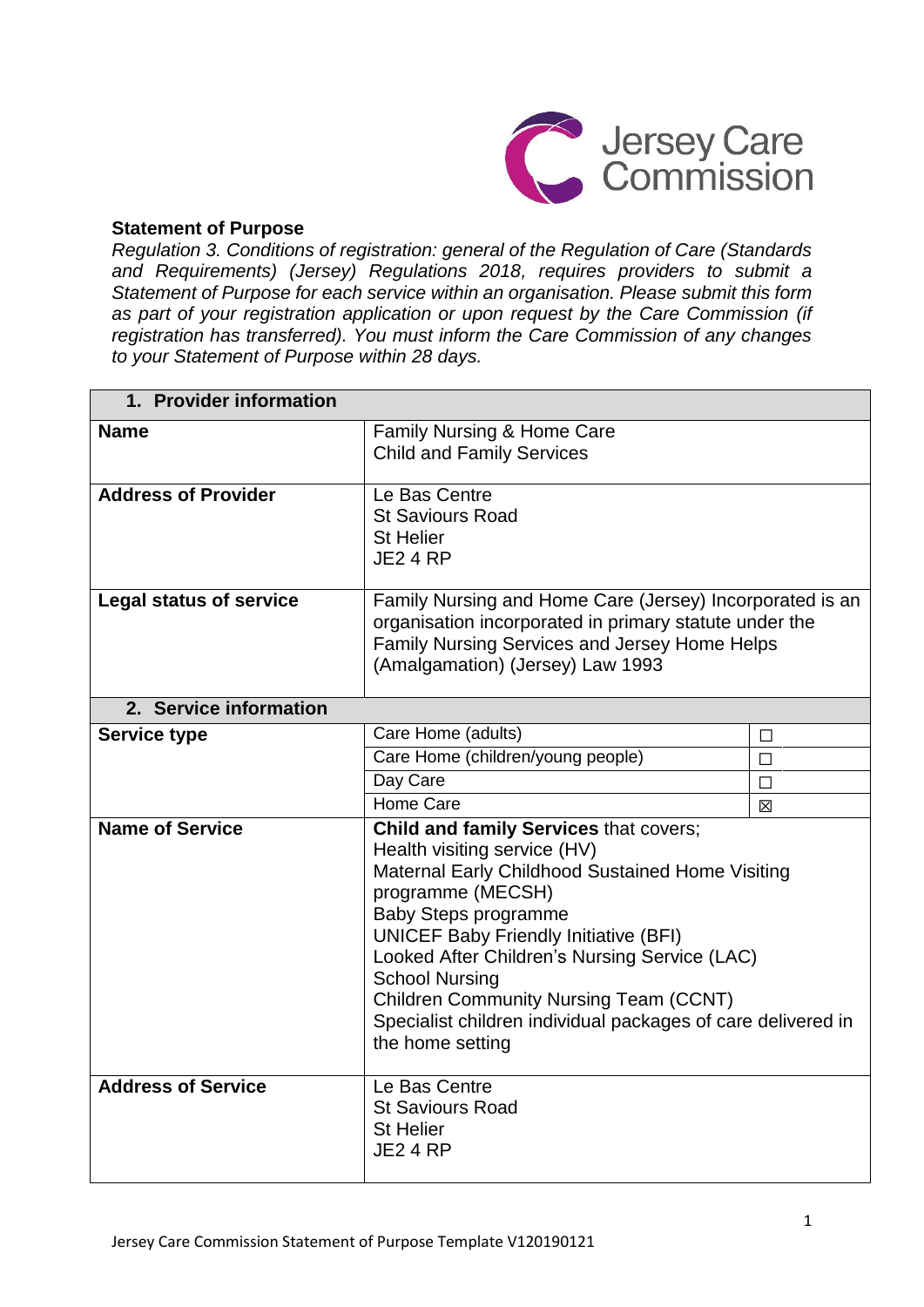**Statement of Purpose**

*Regulation 3. Conditions of registration: general of the Regulation of Care (Standards and Requirements) (Jersey) Regulations 2018, requires providers to submit a Statement of Purpose for each service within an organisation. Please submit this form as part of your registration application or upon request by the Care Commission (if registration has transferred). You must inform the Care Commission of any changes to your Statement of Purpose within 28 days.*

| **1. Provider information** | | |
|---|---|---|
| **Name** | Family Nursing & Home Care<br>Child and Family Services | |
| **Address of Provider** | Le Bas Centre<br>St Saviours Road<br>St Helier<br>JE2 4 RP | |
| **Legal status of service** | Family Nursing and Home Care (Jersey) Incorporated is an organisation incorporated in primary statute under the Family Nursing Services and Jersey Home Helps (Amalgamation) (Jersey) Law 1993 | |
| **2. Service information** | | |
| **Service type** | Care Home (adults) | ☐ |
| | Care Home (children/young people) | ☐ |
| | Day Care | ☐ |
| | Home Care | ☒ |
| **Name of Service** | **Child and family Services** that covers;<br>Health visiting service (HV)<br>Maternal Early Childhood Sustained Home Visiting programme (MECSH)<br>Baby Steps programme<br>UNICEF Baby Friendly Initiative (BFI)<br>Looked After Children's Nursing Service (LAC)<br>School Nursing<br>Children Community Nursing Team (CCNT)<br>Specialist children individual packages of care delivered in the home setting | |
| **Address of Service** | Le Bas Centre<br>St Saviours Road<br>St Helier<br>JE2 4 RP | |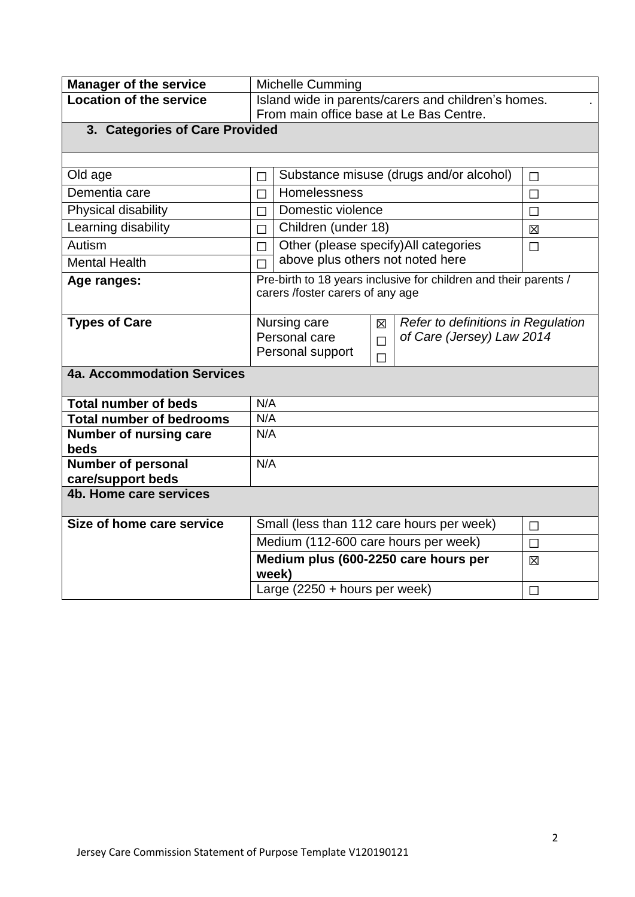| Manager of the service | Michelle Cumming |
|---|---|
| **Location of the service** | Island wide in parents/carers and children's homes. . From main office base at Le Bas Centre. |

## 3. Categories of Care Provided

| | | | |
|---|---|---|---|
| Old age | ☐ | Substance misuse (drugs and/or alcohol) | ☐ |
| Dementia care | ☐ | Homelessness | ☐ |
| Physical disability | ☐ | Domestic violence | ☐ |
| Learning disability | ☐ | Children (under 18) | ☒ |
| Autism | ☐ | Other (please specify)All categories above plus others not noted here | ☐ |
| Mental Health | ☐ | | |

| | |
|---|---|
| **Age ranges:** | Pre-birth to 18 years inclusive for children and their parents / carers /foster carers of any age |

| | | | |
|---|---|---|---|
| **Types of Care** | Nursing care | ☒ | *Refer to definitions in Regulation of Care (Jersey) Law 2014* |
| | Personal care | ☐ | |
| | Personal support | ☐ | |

## 4a. Accommodation Services

| | |
|---|---|
| **Total number of beds** | N/A |
| **Total number of bedrooms** | N/A |
| **Number of nursing care beds** | N/A |
| **Number of personal care/support beds** | N/A |

## 4b. Home care services

| | | |
|---|---|---|
| **Size of home care service** | Small (less than 112 care hours per week) | ☐ |
| | Medium (112-600 care hours per week) | ☐ |
| | **Medium plus (600-2250 care hours per week)** | ☒ |
| | Large (2250 + hours per week) | ☐ |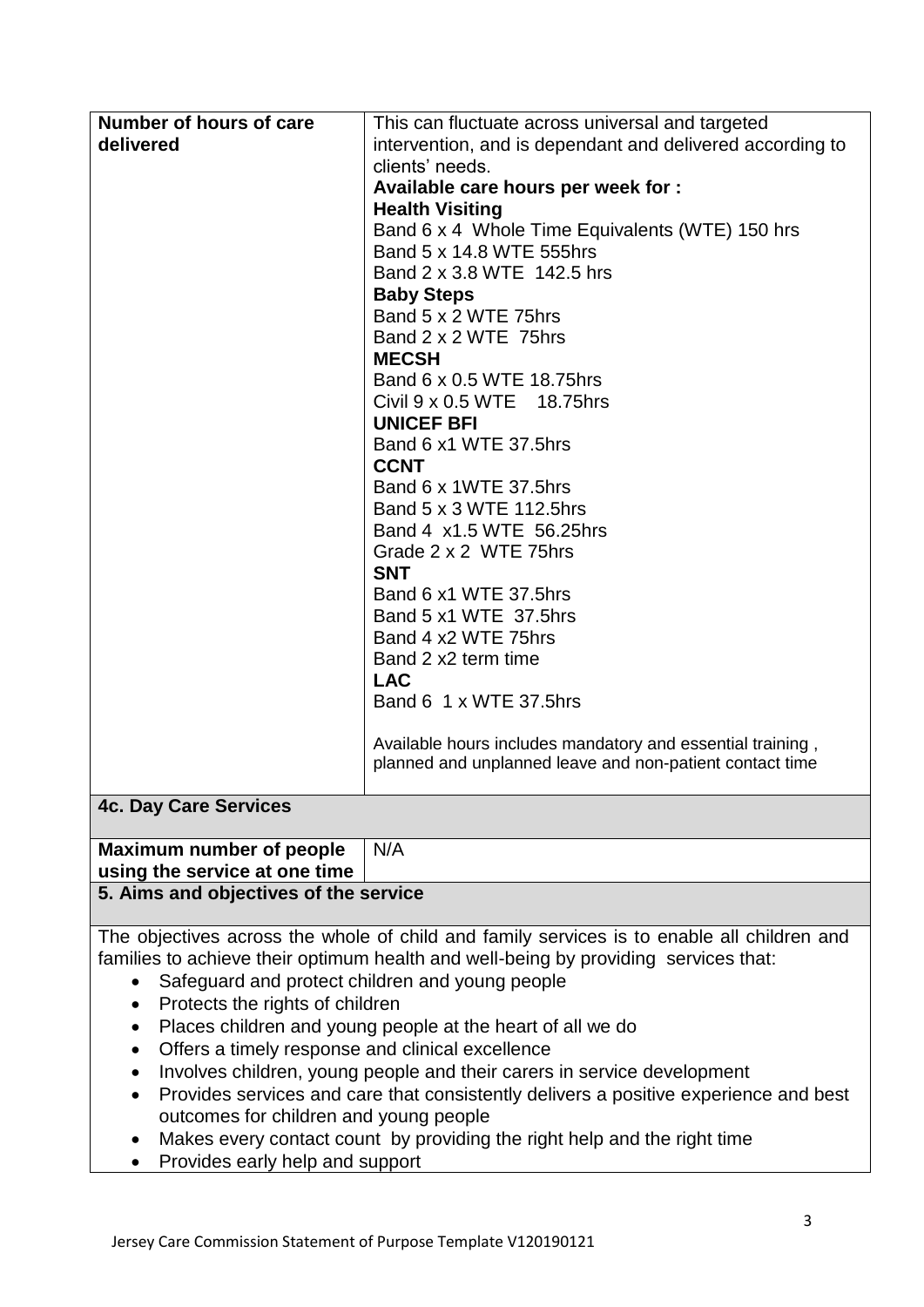| **Number of hours of care delivered** | This can fluctuate across universal and targeted intervention, and is dependant and delivered according to clients' needs.<br>**Available care hours per week for :**<br>**Health Visiting**<br>Band 6 x 4 Whole Time Equivalents (WTE) 150 hrs<br>Band 5 x 14.8 WTE 555hrs<br>Band 2 x 3.8 WTE 142.5 hrs<br>**Baby Steps**<br>Band 5 x 2 WTE 75hrs<br>Band 2 x 2 WTE 75hrs<br>**MECSH**<br>Band 6 x 0.5 WTE 18.75hrs<br>Civil 9 x 0.5 WTE 18.75hrs<br>**UNICEF BFI**<br>Band 6 x1 WTE 37.5hrs<br>**CCNT**<br>Band 6 x 1WTE 37.5hrs<br>Band 5 x 3 WTE 112.5hrs<br>Band 4 x1.5 WTE 56.25hrs<br>Grade 2 x 2 WTE 75hrs<br>**SNT**<br>Band 6 x1 WTE 37.5hrs<br>Band 5 x1 WTE 37.5hrs<br>Band 4 x2 WTE 75hrs<br>Band 2 x2 term time<br>**LAC**<br>Band 6 1 x WTE 37.5hrs<br><br>Available hours includes mandatory and essential training , planned and unplanned leave and non-patient contact time |
|---|---|
| **4c. Day Care Services** | |
| **Maximum number of people using the service at one time** | N/A |

## 5. Aims and objectives of the service

The objectives across the whole of child and family services is to enable all children and families to achieve their optimum health and well-being by providing services that:

- Safeguard and protect children and young people
- Protects the rights of children
- Places children and young people at the heart of all we do
- Offers a timely response and clinical excellence
- Involves children, young people and their carers in service development
- Provides services and care that consistently delivers a positive experience and best outcomes for children and young people
- Makes every contact count by providing the right help and the right time
- Provides early help and support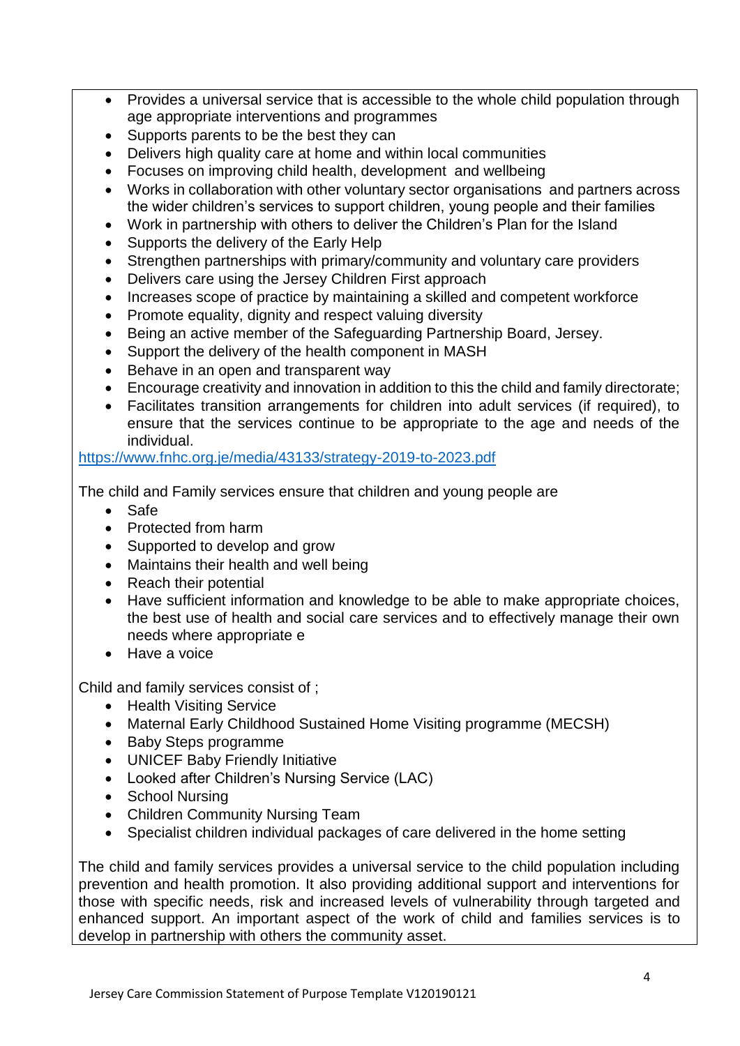- Provides a universal service that is accessible to the whole child population through age appropriate interventions and programmes
- Supports parents to be the best they can
- Delivers high quality care at home and within local communities
- Focuses on improving child health, development and wellbeing
- Works in collaboration with other voluntary sector organisations and partners across the wider children's services to support children, young people and their families
- Work in partnership with others to deliver the Children's Plan for the Island
- Supports the delivery of the Early Help
- Strengthen partnerships with primary/community and voluntary care providers
- Delivers care using the Jersey Children First approach
- Increases scope of practice by maintaining a skilled and competent workforce
- Promote equality, dignity and respect valuing diversity
- Being an active member of the Safeguarding Partnership Board, Jersey.
- Support the delivery of the health component in MASH
- Behave in an open and transparent way
- Encourage creativity and innovation in addition to this the child and family directorate;
- Facilitates transition arrangements for children into adult services (if required), to ensure that the services continue to be appropriate to the age and needs of the individual.

https://www.fnhc.org.je/media/43133/strategy-2019-to-2023.pdf

The child and Family services ensure that children and young people are

- Safe
- Protected from harm
- Supported to develop and grow
- Maintains their health and well being
- Reach their potential
- Have sufficient information and knowledge to be able to make appropriate choices, the best use of health and social care services and to effectively manage their own needs where appropriate e
- Have a voice

Child and family services consist of ;

- Health Visiting Service
- Maternal Early Childhood Sustained Home Visiting programme (MECSH)
- Baby Steps programme
- UNICEF Baby Friendly Initiative
- Looked after Children's Nursing Service (LAC)
- School Nursing
- Children Community Nursing Team
- Specialist children individual packages of care delivered in the home setting

The child and family services provides a universal service to the child population including prevention and health promotion. It also providing additional support and interventions for those with specific needs, risk and increased levels of vulnerability through targeted and enhanced support. An important aspect of the work of child and families services is to develop in partnership with others the community asset.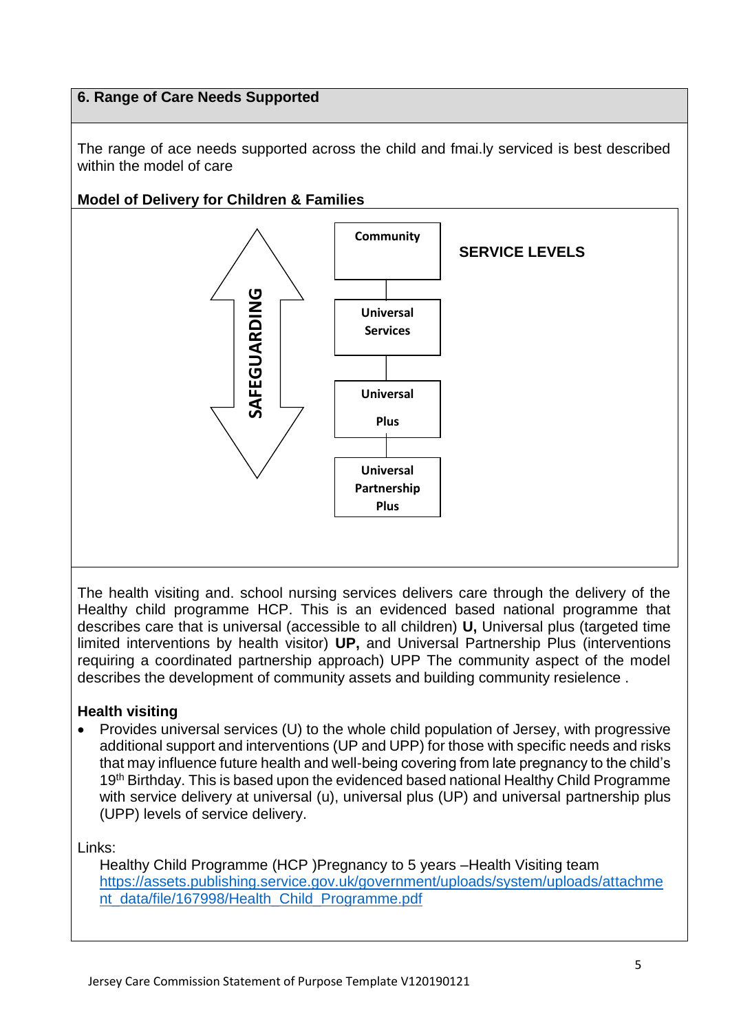## 6. Range of Care Needs Supported

The range of ace needs supported across the child and fmai.ly serviced is best described within the model of care

**Model of Delivery for Children & Families**

SAFEGUARDING

**SERVICE LEVELS**

- **Community**
- **Universal Services**
- **Universal Plus**
- **Universal Partnership Plus**

The health visiting and. school nursing services delivers care through the delivery of the Healthy child programme HCP. This is an evidenced based national programme that describes care that is universal (accessible to all children) **U,** Universal plus (targeted time limited interventions by health visitor) **UP,** and Universal Partnership Plus (interventions requiring a coordinated partnership approach) UPP The community aspect of the model describes the development of community assets and building community resielence .

**Health visiting**

- Provides universal services (U) to the whole child population of Jersey, with progressive additional support and interventions (UP and UPP) for those with specific needs and risks that may influence future health and well-being covering from late pregnancy to the child's 19th Birthday. This is based upon the evidenced based national Healthy Child Programme with service delivery at universal (u), universal plus (UP) and universal partnership plus (UPP) levels of service delivery.

Links:

Healthy Child Programme (HCP )Pregnancy to 5 years –Health Visiting team
https://assets.publishing.service.gov.uk/government/uploads/system/uploads/attachment_data/file/167998/Health_Child_Programme.pdf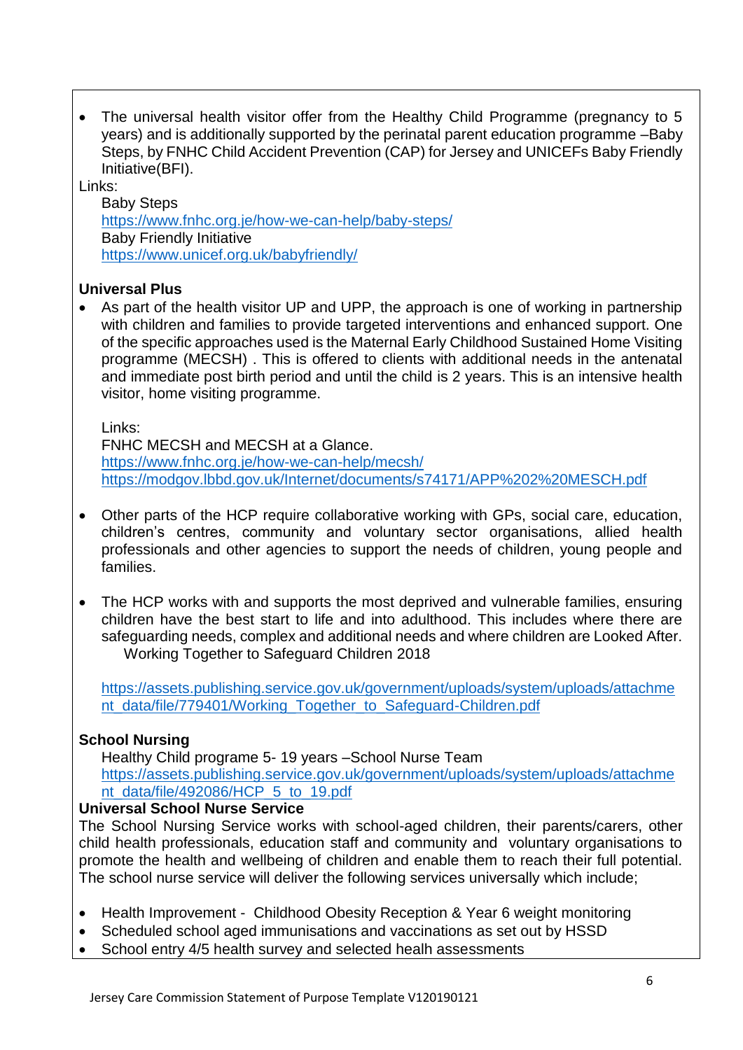- The universal health visitor offer from the Healthy Child Programme (pregnancy to 5 years) and is additionally supported by the perinatal parent education programme –Baby Steps, by FNHC Child Accident Prevention (CAP) for Jersey and UNICEFs Baby Friendly Initiative(BFI).

Links:

Baby Steps
https://www.fnhc.org.je/how-we-can-help/baby-steps/
Baby Friendly Initiative
https://www.unicef.org.uk/babyfriendly/

**Universal Plus**

- As part of the health visitor UP and UPP, the approach is one of working in partnership with children and families to provide targeted interventions and enhanced support. One of the specific approaches used is the Maternal Early Childhood Sustained Home Visiting programme (MECSH) . This is offered to clients with additional needs in the antenatal and immediate post birth period and until the child is 2 years. This is an intensive health visitor, home visiting programme.

  Links:
  FNHC MECSH and MECSH at a Glance.
  https://www.fnhc.org.je/how-we-can-help/mecsh/
  https://modgov.lbbd.gov.uk/Internet/documents/s74171/APP%202%20MESCH.pdf

- Other parts of the HCP require collaborative working with GPs, social care, education, children's centres, community and voluntary sector organisations, allied health professionals and other agencies to support the needs of children, young people and families.

- The HCP works with and supports the most deprived and vulnerable families, ensuring children have the best start to life and into adulthood. This includes where there are safeguarding needs, complex and additional needs and where children are Looked After.
  Working Together to Safeguard Children 2018

  https://assets.publishing.service.gov.uk/government/uploads/system/uploads/attachment_data/file/779401/Working_Together_to_Safeguard-Children.pdf

**School Nursing**

Healthy Child programe 5- 19 years –School Nurse Team
https://assets.publishing.service.gov.uk/government/uploads/system/uploads/attachment_data/file/492086/HCP_5_to_19.pdf

**Universal School Nurse Service**

The School Nursing Service works with school-aged children, their parents/carers, other child health professionals, education staff and community and voluntary organisations to promote the health and wellbeing of children and enable them to reach their full potential. The school nurse service will deliver the following services universally which include;

- Health Improvement - Childhood Obesity Reception & Year 6 weight monitoring
- Scheduled school aged immunisations and vaccinations as set out by HSSD
- School entry 4/5 health survey and selected healh assessments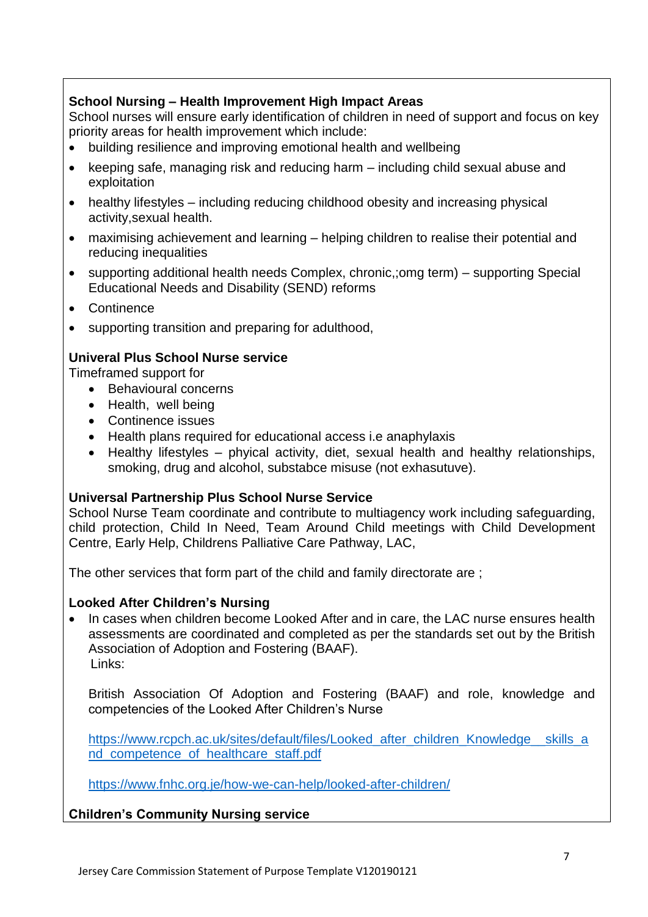**School Nursing – Health Improvement High Impact Areas**

School nurses will ensure early identification of children in need of support and focus on key priority areas for health improvement which include:

- building resilience and improving emotional health and wellbeing
- keeping safe, managing risk and reducing harm – including child sexual abuse and exploitation
- healthy lifestyles – including reducing childhood obesity and increasing physical activity,sexual health.
- maximising achievement and learning – helping children to realise their potential and reducing inequalities
- supporting additional health needs Complex, chronic,;omg term) – supporting Special Educational Needs and Disability (SEND) reforms
- Continence
- supporting transition and preparing for adulthood,

**Univeral Plus School Nurse service**

Timeframed support for

- Behavioural concerns
- Health, well being
- Continence issues
- Health plans required for educational access i.e anaphylaxis
- Healthy lifestyles – phyical activity, diet, sexual health and healthy relationships, smoking, drug and alcohol, substabce misuse (not exhasutuve).

**Universal Partnership Plus School Nurse Service**

School Nurse Team coordinate and contribute to multiagency work including safeguarding, child protection, Child In Need, Team Around Child meetings with Child Development Centre, Early Help, Childrens Palliative Care Pathway, LAC,

The other services that form part of the child and family directorate are ;

**Looked After Children's Nursing**

- In cases when children become Looked After and in care, the LAC nurse ensures health assessments are coordinated and completed as per the standards set out by the British Association of Adoption and Fostering (BAAF).

  Links:

  British Association Of Adoption and Fostering (BAAF) and role, knowledge and competencies of the Looked After Children's Nurse

  https://www.rcpch.ac.uk/sites/default/files/Looked_after_children_Knowledge__skills_and_competence_of_healthcare_staff.pdf

  https://www.fnhc.org.je/how-we-can-help/looked-after-children/

**Children's Community Nursing service**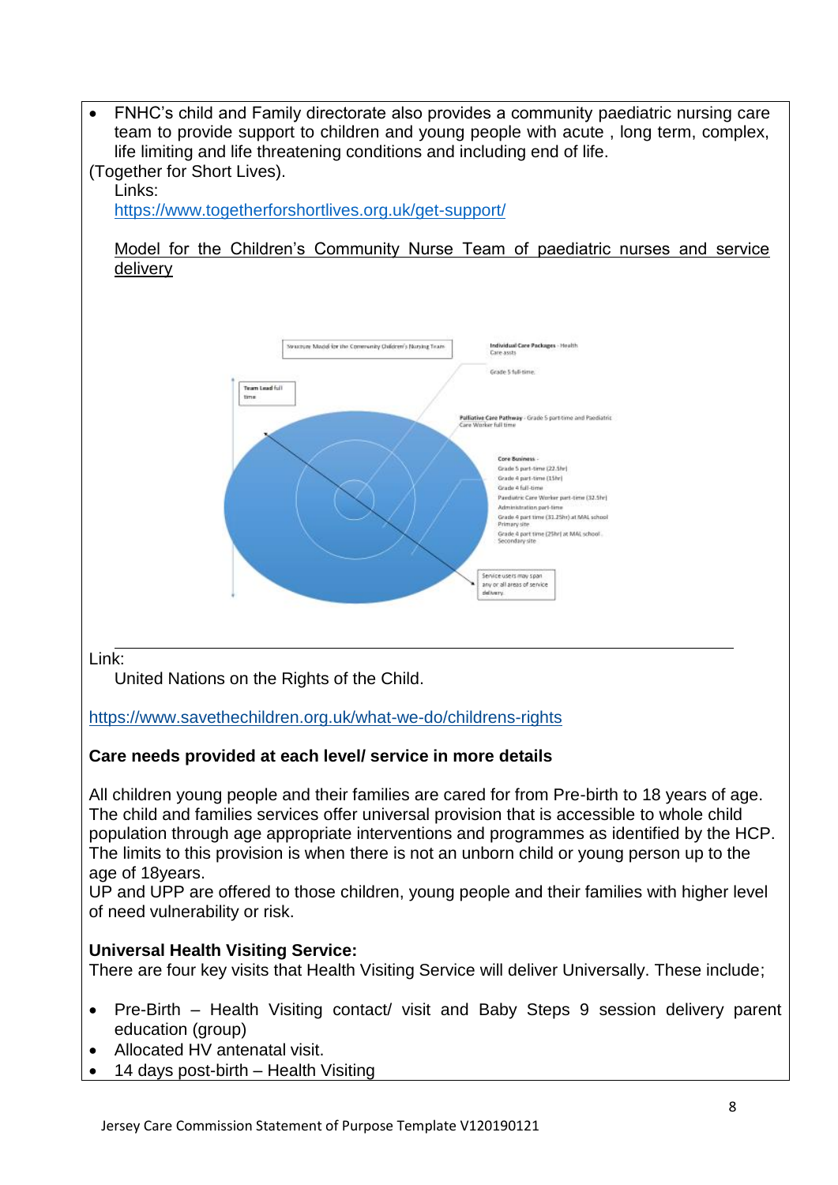- FNHC's child and Family directorate also provides a community paediatric nursing care team to provide support to children and young people with acute , long term, complex, life limiting and life threatening conditions and including end of life.

(Together for Short Lives).

Links:

https://www.togetherforshortlives.org.uk/get-support/

Model for the Children's Community Nurse Team of paediatric nurses and service delivery

Structure Model for the Community Children's Nursing Team

Team Lead full time

Individual Care Packages - Health Care assts

Grade 5 full-time.

Palliative Care Pathway - Grade 5 part-time and Paediatric Care Worker full time

Core Business -
Grade 5 part-time (22.5hr)
Grade 4 part-time (15hr)
Grade 4 full-time
Paediatric Care Worker part-time (32.5hr)
Administration part-time
Grade 4 part time (31.25hr) at MAL school Primary site
Grade 4 part time (25hr) at MAL school . Secondary site

Service users may span any or all areas of service delivery

Link:

United Nations on the Rights of the Child.

https://www.savethechildren.org.uk/what-we-do/childrens-rights

**Care needs provided at each level/ service in more details**

All children young people and their families are cared for from Pre-birth to 18 years of age. The child and families services offer universal provision that is accessible to whole child population through age appropriate interventions and programmes as identified by the HCP. The limits to this provision is when there is not an unborn child or young person up to the age of 18years.

UP and UPP are offered to those children, young people and their families with higher level of need vulnerability or risk.

**Universal Health Visiting Service:**

There are four key visits that Health Visiting Service will deliver Universally. These include;

- Pre-Birth – Health Visiting contact/ visit and Baby Steps 9 session delivery parent education (group)
- Allocated HV antenatal visit.
- 14 days post-birth – Health Visiting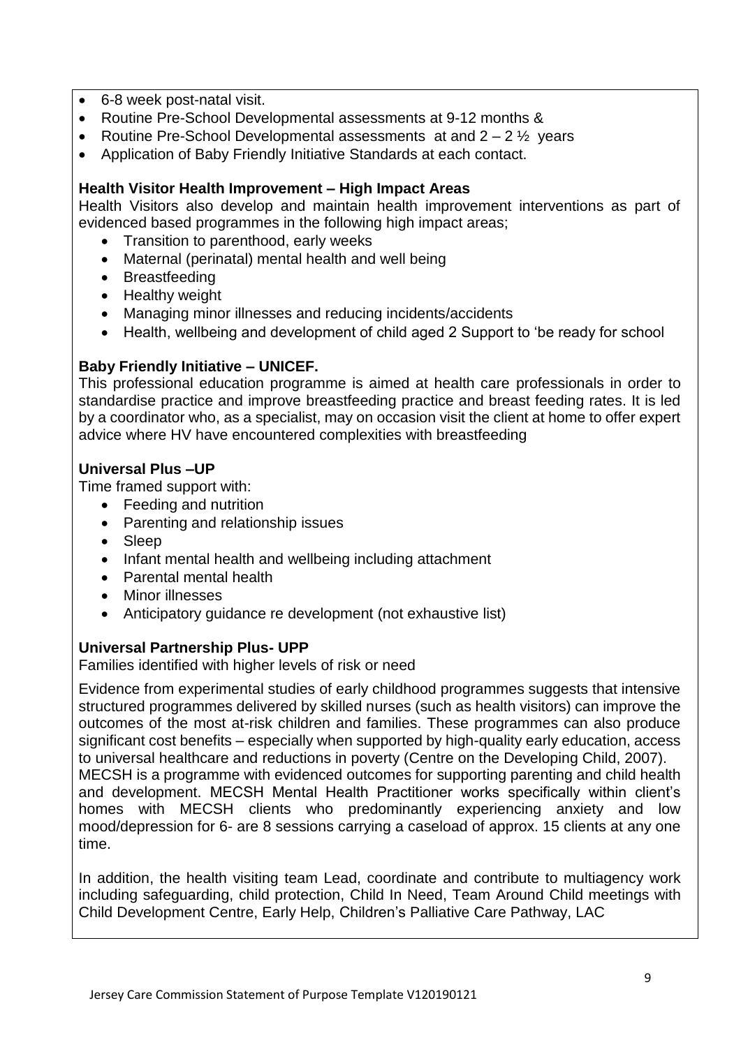- 6-8 week post-natal visit.
- Routine Pre-School Developmental assessments at 9-12 months &
- Routine Pre-School Developmental assessments at and 2 – 2 ½ years
- Application of Baby Friendly Initiative Standards at each contact.

**Health Visitor Health Improvement – High Impact Areas**

Health Visitors also develop and maintain health improvement interventions as part of evidenced based programmes in the following high impact areas;

- Transition to parenthood, early weeks
- Maternal (perinatal) mental health and well being
- Breastfeeding
- Healthy weight
- Managing minor illnesses and reducing incidents/accidents
- Health, wellbeing and development of child aged 2 Support to 'be ready for school

**Baby Friendly Initiative – UNICEF.**

This professional education programme is aimed at health care professionals in order to standardise practice and improve breastfeeding practice and breast feeding rates. It is led by a coordinator who, as a specialist, may on occasion visit the client at home to offer expert advice where HV have encountered complexities with breastfeeding

**Universal Plus –UP**

Time framed support with:

- Feeding and nutrition
- Parenting and relationship issues
- Sleep
- Infant mental health and wellbeing including attachment
- Parental mental health
- Minor illnesses
- Anticipatory guidance re development (not exhaustive list)

**Universal Partnership Plus- UPP**

Families identified with higher levels of risk or need

Evidence from experimental studies of early childhood programmes suggests that intensive structured programmes delivered by skilled nurses (such as health visitors) can improve the outcomes of the most at-risk children and families. These programmes can also produce significant cost benefits – especially when supported by high-quality early education, access to universal healthcare and reductions in poverty (Centre on the Developing Child, 2007).
MECSH is a programme with evidenced outcomes for supporting parenting and child health and development. MECSH Mental Health Practitioner works specifically within client's homes with MECSH clients who predominantly experiencing anxiety and low mood/depression for 6- are 8 sessions carrying a caseload of approx. 15 clients at any one time.

In addition, the health visiting team Lead, coordinate and contribute to multiagency work including safeguarding, child protection, Child In Need, Team Around Child meetings with Child Development Centre, Early Help, Children's Palliative Care Pathway, LAC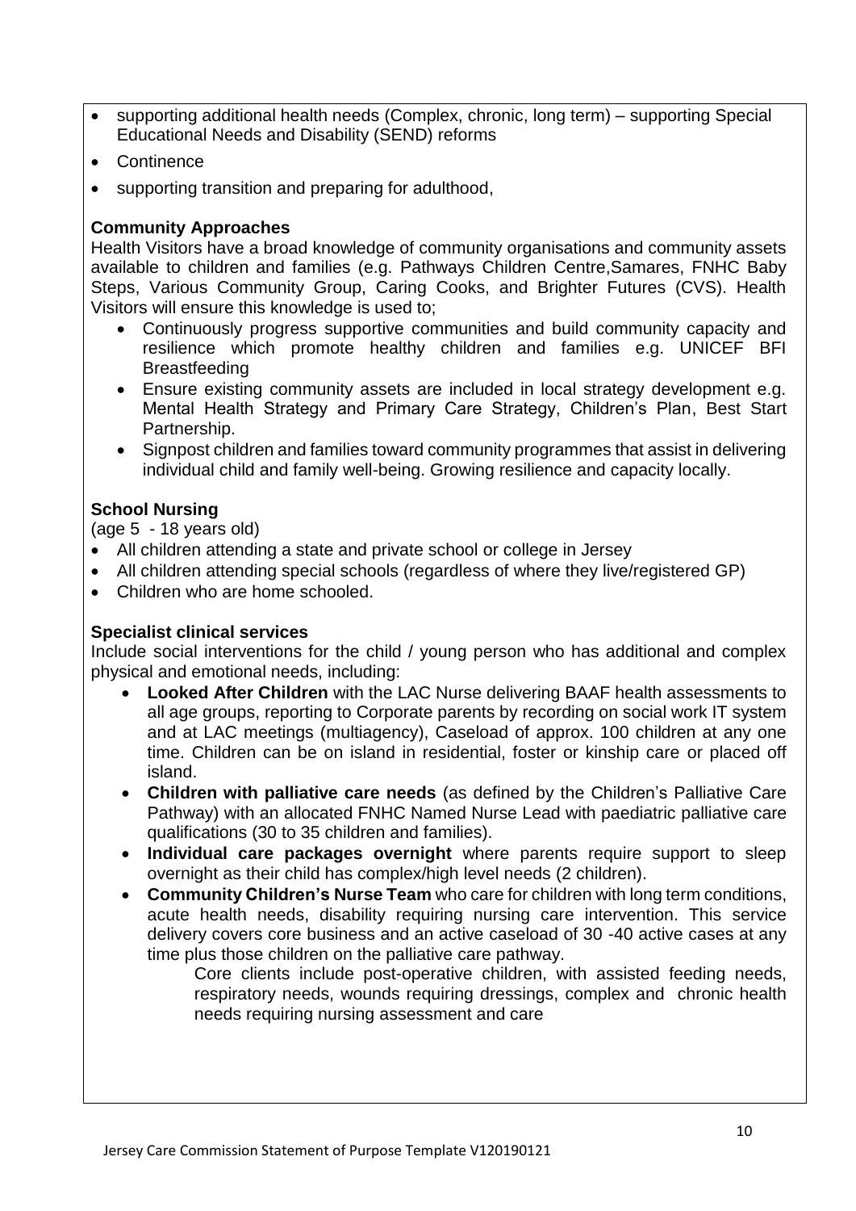- supporting additional health needs (Complex, chronic, long term) – supporting Special Educational Needs and Disability (SEND) reforms
- Continence
- supporting transition and preparing for adulthood,

**Community Approaches**

Health Visitors have a broad knowledge of community organisations and community assets available to children and families (e.g. Pathways Children Centre,Samares, FNHC Baby Steps, Various Community Group, Caring Cooks, and Brighter Futures (CVS). Health Visitors will ensure this knowledge is used to;

- Continuously progress supportive communities and build community capacity and resilience which promote healthy children and families e.g. UNICEF BFI Breastfeeding
- Ensure existing community assets are included in local strategy development e.g. Mental Health Strategy and Primary Care Strategy, Children's Plan, Best Start Partnership.
- Signpost children and families toward community programmes that assist in delivering individual child and family well-being. Growing resilience and capacity locally.

**School Nursing**

(age 5 - 18 years old)

- All children attending a state and private school or college in Jersey
- All children attending special schools (regardless of where they live/registered GP)
- Children who are home schooled.

**Specialist clinical services**

Include social interventions for the child / young person who has additional and complex physical and emotional needs, including:

- **Looked After Children** with the LAC Nurse delivering BAAF health assessments to all age groups, reporting to Corporate parents by recording on social work IT system and at LAC meetings (multiagency), Caseload of approx. 100 children at any one time. Children can be on island in residential, foster or kinship care or placed off island.
- **Children with palliative care needs** (as defined by the Children's Palliative Care Pathway) with an allocated FNHC Named Nurse Lead with paediatric palliative care qualifications (30 to 35 children and families).
- **Individual care packages overnight** where parents require support to sleep overnight as their child has complex/high level needs (2 children).
- **Community Children's Nurse Team** who care for children with long term conditions, acute health needs, disability requiring nursing care intervention. This service delivery covers core business and an active caseload of 30 -40 active cases at any time plus those children on the palliative care pathway.

  Core clients include post-operative children, with assisted feeding needs, respiratory needs, wounds requiring dressings, complex and chronic health needs requiring nursing assessment and care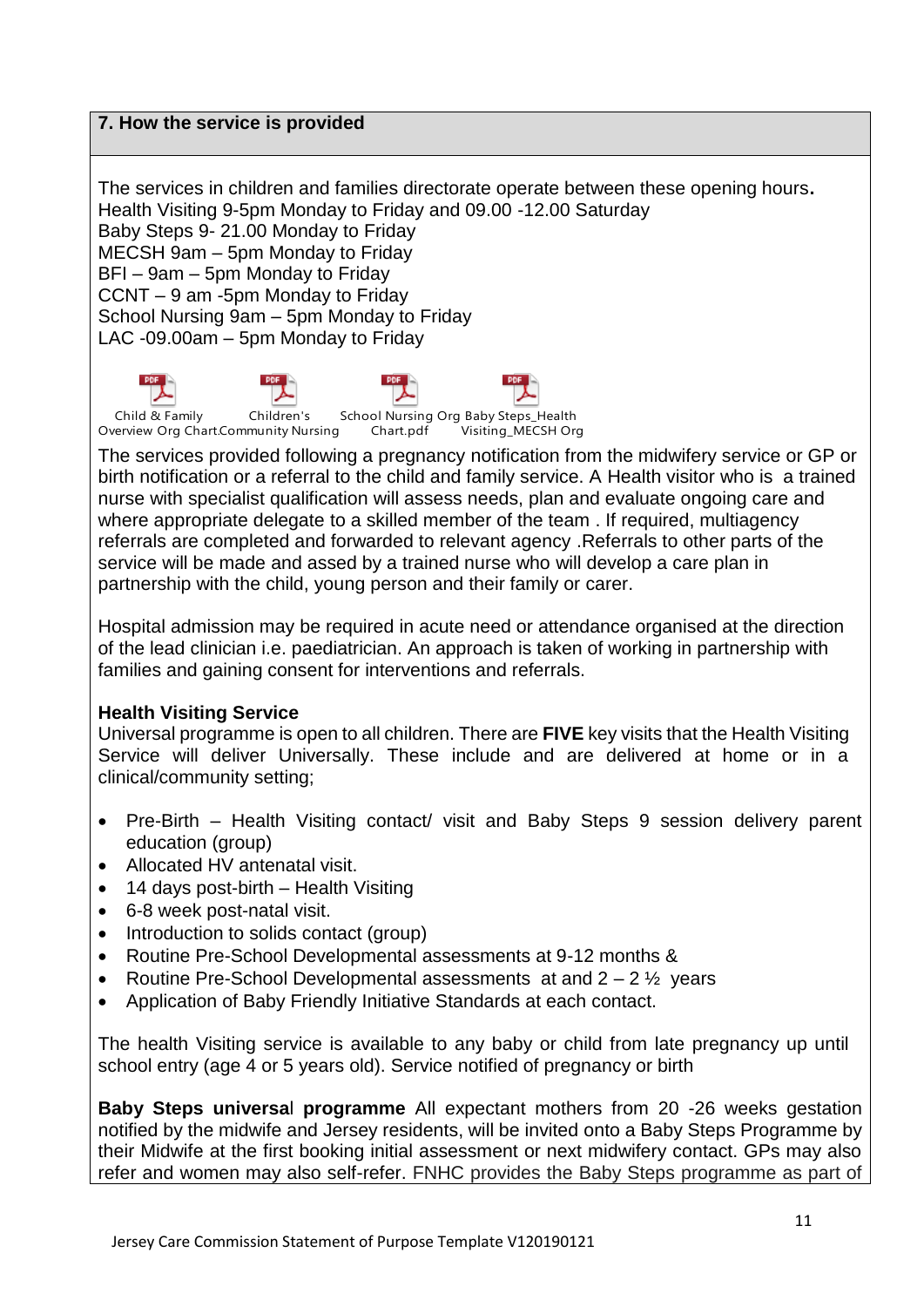## 7. How the service is provided

The services in children and families directorate operate between these opening hours.
Health Visiting 9-5pm Monday to Friday and 09.00 -12.00 Saturday
Baby Steps 9- 21.00 Monday to Friday
MECSH 9am – 5pm Monday to Friday
BFI – 9am – 5pm Monday to Friday
CCNT – 9 am -5pm Monday to Friday
School Nursing 9am – 5pm Monday to Friday
LAC -09.00am – 5pm Monday to Friday

Child & Family Overview Org Chart. Children's Community Nursing School Nursing Org Chart.pdf Baby Steps_Health Visiting_MECSH Org

The services provided following a pregnancy notification from the midwifery service or GP or birth notification or a referral to the child and family service. A Health visitor who is a trained nurse with specialist qualification will assess needs, plan and evaluate ongoing care and where appropriate delegate to a skilled member of the team . If required, multiagency referrals are completed and forwarded to relevant agency .Referrals to other parts of the service will be made and assed by a trained nurse who will develop a care plan in partnership with the child, young person and their family or carer.

Hospital admission may be required in acute need or attendance organised at the direction of the lead clinician i.e. paediatrician. An approach is taken of working in partnership with families and gaining consent for interventions and referrals.

**Health Visiting Service**
Universal programme is open to all children. There are **FIVE** key visits that the Health Visiting Service will deliver Universally. These include and are delivered at home or in a clinical/community setting;

- Pre-Birth – Health Visiting contact/ visit and Baby Steps 9 session delivery parent education (group)
- Allocated HV antenatal visit.
- 14 days post-birth – Health Visiting
- 6-8 week post-natal visit.
- Introduction to solids contact (group)
- Routine Pre-School Developmental assessments at 9-12 months &
- Routine Pre-School Developmental assessments at and 2 – 2 ½ years
- Application of Baby Friendly Initiative Standards at each contact.

The health Visiting service is available to any baby or child from late pregnancy up until school entry (age 4 or 5 years old). Service notified of pregnancy or birth

**Baby Steps universal programme** All expectant mothers from 20 -26 weeks gestation notified by the midwife and Jersey residents, will be invited onto a Baby Steps Programme by their Midwife at the first booking initial assessment or next midwifery contact. GPs may also refer and women may also self-refer. FNHC provides the Baby Steps programme as part of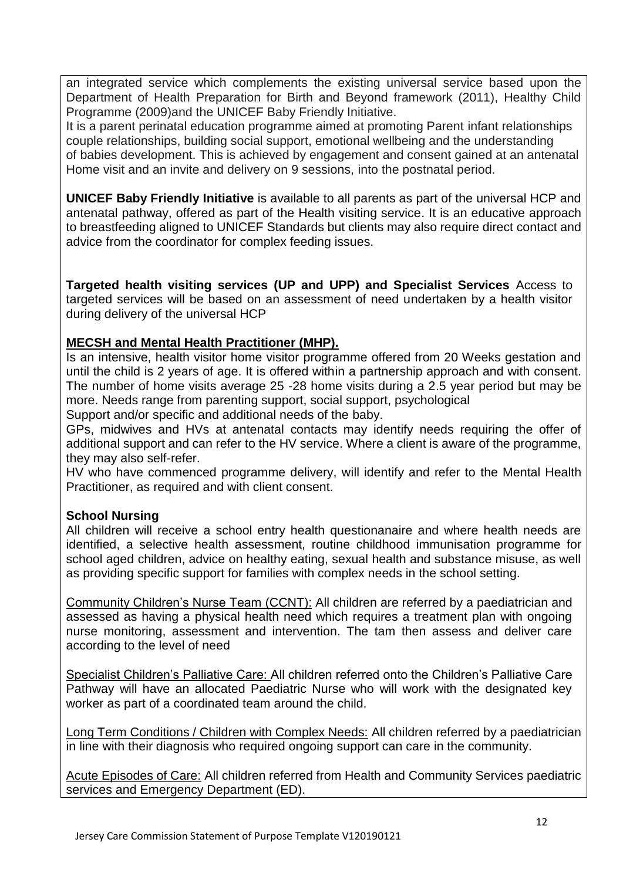an integrated service which complements the existing universal service based upon the Department of Health Preparation for Birth and Beyond framework (2011), Healthy Child Programme (2009)and the UNICEF Baby Friendly Initiative.

It is a parent perinatal education programme aimed at promoting Parent infant relationships couple relationships, building social support, emotional wellbeing and the understanding of babies development. This is achieved by engagement and consent gained at an antenatal Home visit and an invite and delivery on 9 sessions, into the postnatal period.

**UNICEF Baby Friendly Initiative** is available to all parents as part of the universal HCP and antenatal pathway, offered as part of the Health visiting service. It is an educative approach to breastfeeding aligned to UNICEF Standards but clients may also require direct contact and advice from the coordinator for complex feeding issues.

**Targeted health visiting services (UP and UPP) and Specialist Services** Access to targeted services will be based on an assessment of need undertaken by a health visitor during delivery of the universal HCP

**MECSH and Mental Health Practitioner (MHP).**

Is an intensive, health visitor home visitor programme offered from 20 Weeks gestation and until the child is 2 years of age. It is offered within a partnership approach and with consent. The number of home visits average 25 -28 home visits during a 2.5 year period but may be more. Needs range from parenting support, social support, psychological Support and/or specific and additional needs of the baby.

GPs, midwives and HVs at antenatal contacts may identify needs requiring the offer of additional support and can refer to the HV service. Where a client is aware of the programme, they may also self-refer.

HV who have commenced programme delivery, will identify and refer to the Mental Health Practitioner, as required and with client consent.

**School Nursing**

All children will receive a school entry health questionanaire and where health needs are identified, a selective health assessment, routine childhood immunisation programme for school aged children, advice on healthy eating, sexual health and substance misuse, as well as providing specific support for families with complex needs in the school setting.

Community Children's Nurse Team (CCNT): All children are referred by a paediatrician and assessed as having a physical health need which requires a treatment plan with ongoing nurse monitoring, assessment and intervention. The tam then assess and deliver care according to the level of need

Specialist Children's Palliative Care: All children referred onto the Children's Palliative Care Pathway will have an allocated Paediatric Nurse who will work with the designated key worker as part of a coordinated team around the child.

Long Term Conditions / Children with Complex Needs: All children referred by a paediatrician in line with their diagnosis who required ongoing support can care in the community.

Acute Episodes of Care: All children referred from Health and Community Services paediatric services and Emergency Department (ED).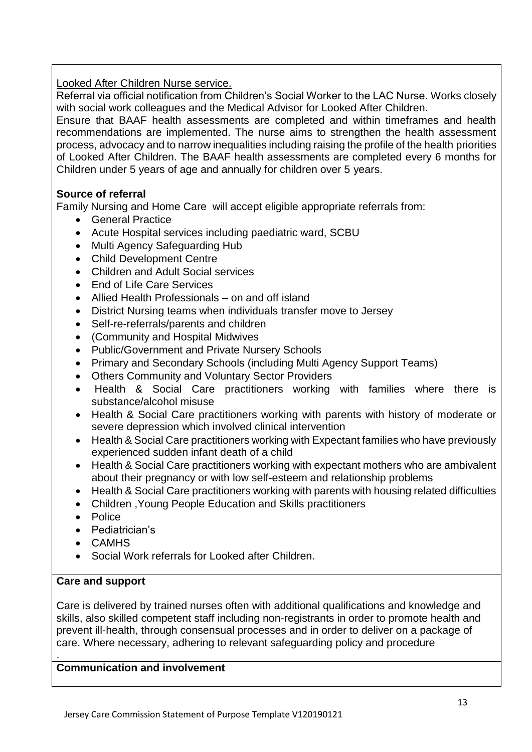Looked After Children Nurse service.

Referral via official notification from Children's Social Worker to the LAC Nurse. Works closely with social work colleagues and the Medical Advisor for Looked After Children.

Ensure that BAAF health assessments are completed and within timeframes and health recommendations are implemented. The nurse aims to strengthen the health assessment process, advocacy and to narrow inequalities including raising the profile of the health priorities of Looked After Children. The BAAF health assessments are completed every 6 months for Children under 5 years of age and annually for children over 5 years.

**Source of referral**

Family Nursing and Home Care will accept eligible appropriate referrals from:

- General Practice
- Acute Hospital services including paediatric ward, SCBU
- Multi Agency Safeguarding Hub
- Child Development Centre
- Children and Adult Social services
- End of Life Care Services
- Allied Health Professionals – on and off island
- District Nursing teams when individuals transfer move to Jersey
- Self-re-referrals/parents and children
- (Community and Hospital Midwives
- Public/Government and Private Nursery Schools
- Primary and Secondary Schools (including Multi Agency Support Teams)
- Others Community and Voluntary Sector Providers
- Health & Social Care practitioners working with families where there is substance/alcohol misuse
- Health & Social Care practitioners working with parents with history of moderate or severe depression which involved clinical intervention
- Health & Social Care practitioners working with Expectant families who have previously experienced sudden infant death of a child
- Health & Social Care practitioners working with expectant mothers who are ambivalent about their pregnancy or with low self-esteem and relationship problems
- Health & Social Care practitioners working with parents with housing related difficulties
- Children ,Young People Education and Skills practitioners
- Police
- Pediatrician's
- CAMHS
- Social Work referrals for Looked after Children.

**Care and support**

Care is delivered by trained nurses often with additional qualifications and knowledge and skills, also skilled competent staff including non-registrants in order to promote health and prevent ill-health, through consensual processes and in order to deliver on a package of care. Where necessary, adhering to relevant safeguarding policy and procedure

.

**Communication and involvement**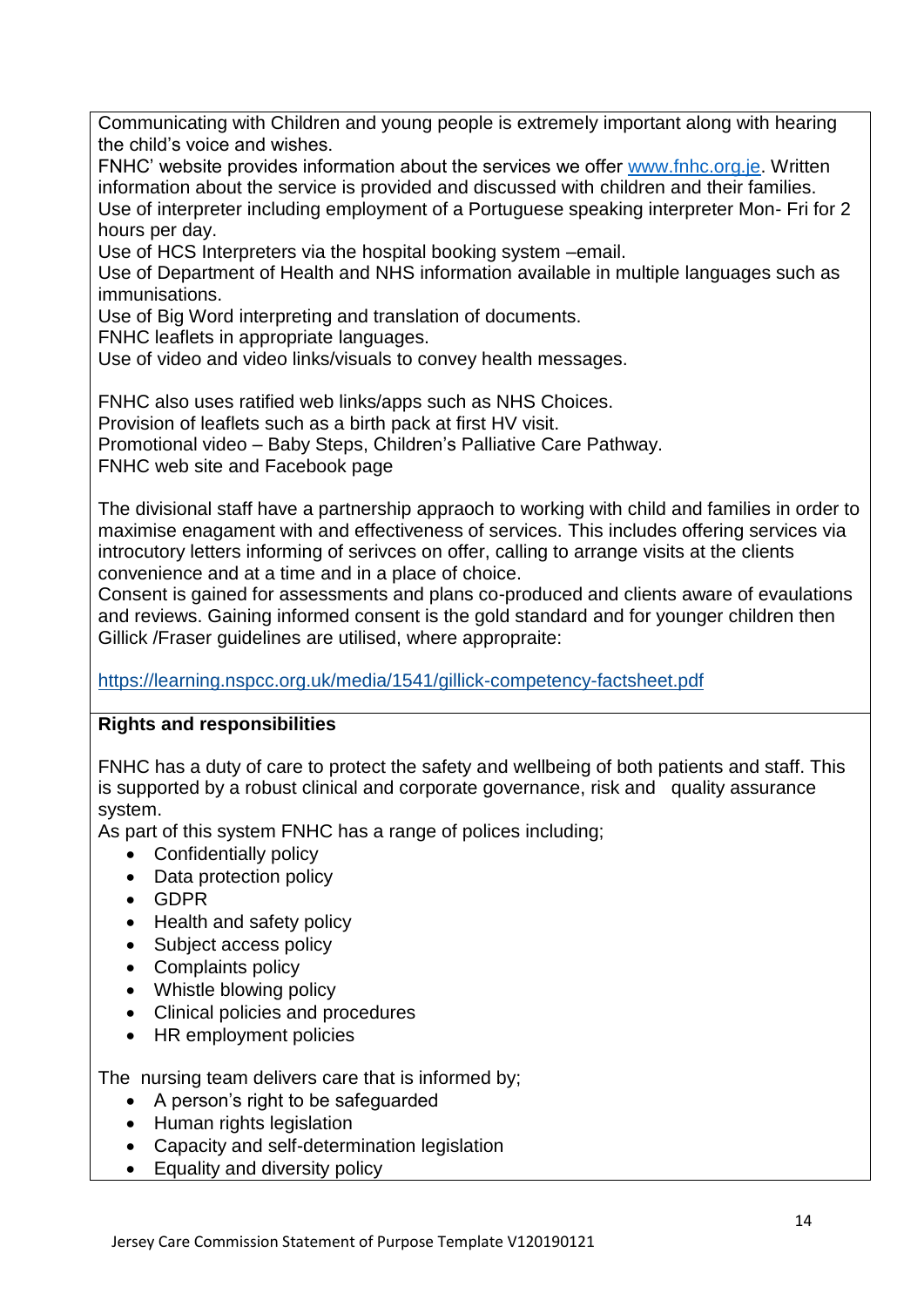Communicating with Children and young people is extremely important along with hearing the child's voice and wishes.
FNHC' website provides information about the services we offer www.fnhc.org.je. Written information about the service is provided and discussed with children and their families.
Use of interpreter including employment of a Portuguese speaking interpreter Mon- Fri for 2 hours per day.
Use of HCS Interpreters via the hospital booking system –email.
Use of Department of Health and NHS information available in multiple languages such as immunisations.
Use of Big Word interpreting and translation of documents.
FNHC leaflets in appropriate languages.
Use of video and video links/visuals to convey health messages.

FNHC also uses ratified web links/apps such as NHS Choices.
Provision of leaflets such as a birth pack at first HV visit.
Promotional video – Baby Steps, Children's Palliative Care Pathway.
FNHC web site and Facebook page

The divisional staff have a partnership appraoch to working with child and families in order to maximise enagament with and effectiveness of services. This includes offering services via introcutory letters informing of serivces on offer, calling to arrange visits at the clients convenience and at a time and in a place of choice.
Consent is gained for assessments and plans co-produced and clients aware of evaulations and reviews. Gaining informed consent is the gold standard and for younger children then Gillick /Fraser guidelines are utilised, where appropraite:

https://learning.nspcc.org.uk/media/1541/gillick-competency-factsheet.pdf

**Rights and responsibilities**

FNHC has a duty of care to protect the safety and wellbeing of both patients and staff. This is supported by a robust clinical and corporate governance, risk and quality assurance system.
As part of this system FNHC has a range of polices including;

- Confidentially policy
- Data protection policy
- GDPR
- Health and safety policy
- Subject access policy
- Complaints policy
- Whistle blowing policy
- Clinical policies and procedures
- HR employment policies

The nursing team delivers care that is informed by;

- A person's right to be safeguarded
- Human rights legislation
- Capacity and self-determination legislation
- Equality and diversity policy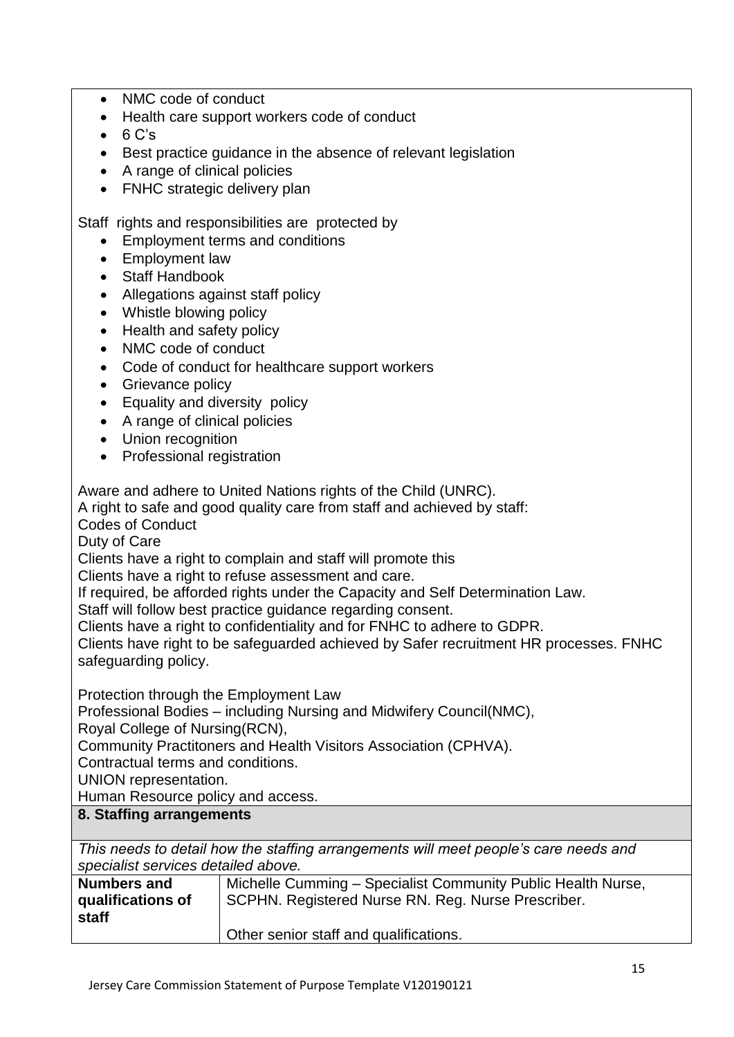- NMC code of conduct
- Health care support workers code of conduct
- 6 C's
- Best practice guidance in the absence of relevant legislation
- A range of clinical policies
- FNHC strategic delivery plan

Staff rights and responsibilities are protected by

- Employment terms and conditions
- Employment law
- Staff Handbook
- Allegations against staff policy
- Whistle blowing policy
- Health and safety policy
- NMC code of conduct
- Code of conduct for healthcare support workers
- Grievance policy
- Equality and diversity policy
- A range of clinical policies
- Union recognition
- Professional registration

Aware and adhere to United Nations rights of the Child (UNRC).
A right to safe and good quality care from staff and achieved by staff:
Codes of Conduct
Duty of Care
Clients have a right to complain and staff will promote this
Clients have a right to refuse assessment and care.
If required, be afforded rights under the Capacity and Self Determination Law.
Staff will follow best practice guidance regarding consent.
Clients have a right to confidentiality and for FNHC to adhere to GDPR.
Clients have right to be safeguarded achieved by Safer recruitment HR processes. FNHC safeguarding policy.

Protection through the Employment Law
Professional Bodies – including Nursing and Midwifery Council(NMC),
Royal College of Nursing(RCN),
Community Practitoners and Health Visitors Association (CPHVA).
Contractual terms and conditions.
UNION representation.
Human Resource policy and access.

## 8. Staffing arrangements

*This needs to detail how the staffing arrangements will meet people's care needs and specialist services detailed above.*

| **Numbers and qualifications of staff** | Michelle Cumming – Specialist Community Public Health Nurse, SCPHN. Registered Nurse RN. Reg. Nurse Prescriber.<br><br>Other senior staff and qualifications. |
|---|---|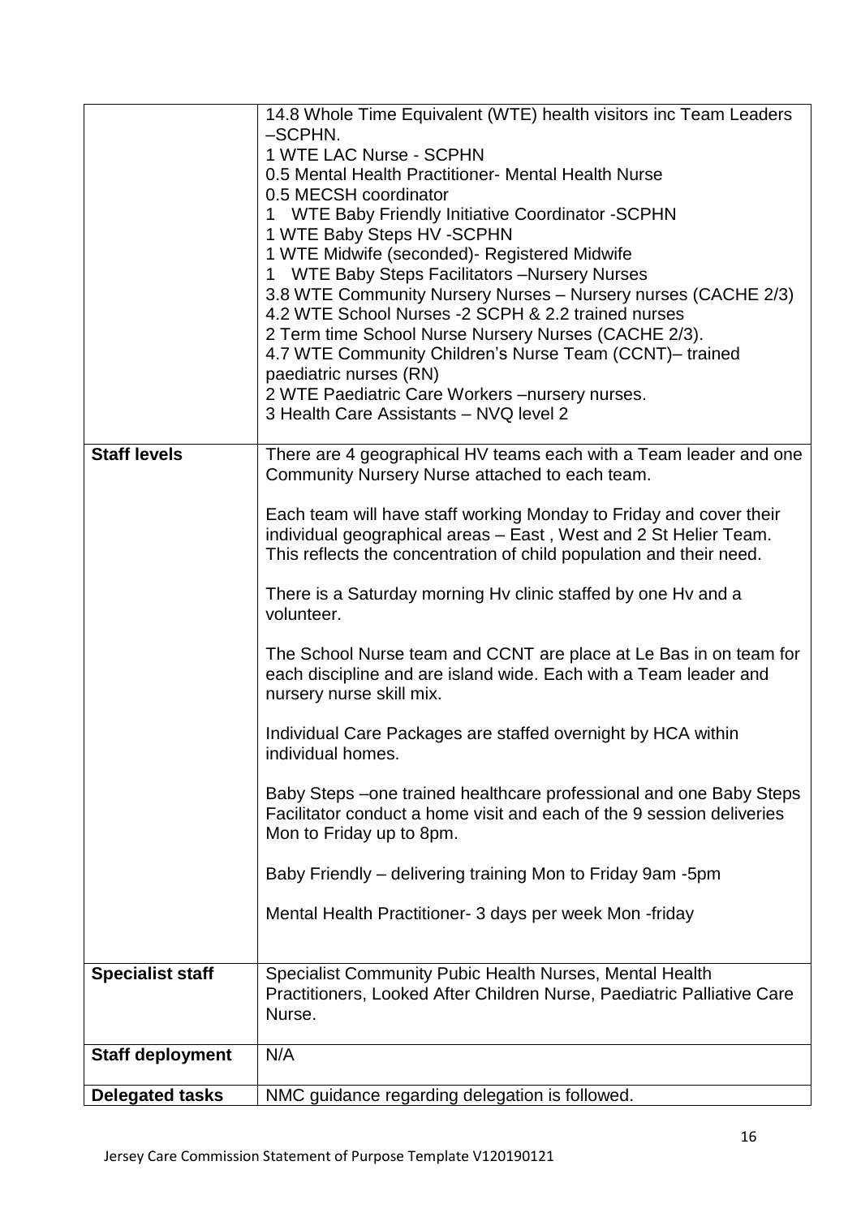| | |
|---|---|
| | 14.8 Whole Time Equivalent (WTE) health visitors inc Team Leaders –SCPHN.<br>1 WTE LAC Nurse - SCPHN<br>0.5 Mental Health Practitioner- Mental Health Nurse<br>0.5 MECSH coordinator<br>1 WTE Baby Friendly Initiative Coordinator -SCPHN<br>1 WTE Baby Steps HV -SCPHN<br>1 WTE Midwife (seconded)- Registered Midwife<br>1 WTE Baby Steps Facilitators –Nursery Nurses<br>3.8 WTE Community Nursery Nurses – Nursery nurses (CACHE 2/3)<br>4.2 WTE School Nurses -2 SCPH & 2.2 trained nurses<br>2 Term time School Nurse Nursery Nurses (CACHE 2/3).<br>4.7 WTE Community Children's Nurse Team (CCNT)– trained paediatric nurses (RN)<br>2 WTE Paediatric Care Workers –nursery nurses.<br>3 Health Care Assistants – NVQ level 2 |
| **Staff levels** | There are 4 geographical HV teams each with a Team leader and one Community Nursery Nurse attached to each team.<br><br>Each team will have staff working Monday to Friday and cover their individual geographical areas – East , West and 2 St Helier Team. This reflects the concentration of child population and their need.<br><br>There is a Saturday morning Hv clinic staffed by one Hv and a volunteer.<br><br>The School Nurse team and CCNT are place at Le Bas in on team for each discipline and are island wide. Each with a Team leader and nursery nurse skill mix.<br><br>Individual Care Packages are staffed overnight by HCA within individual homes.<br><br>Baby Steps –one trained healthcare professional and one Baby Steps Facilitator conduct a home visit and each of the 9 session deliveries Mon to Friday up to 8pm.<br><br>Baby Friendly – delivering training Mon to Friday 9am -5pm<br><br>Mental Health Practitioner- 3 days per week Mon -friday |
| **Specialist staff** | Specialist Community Pubic Health Nurses, Mental Health Practitioners, Looked After Children Nurse, Paediatric Palliative Care Nurse. |
| **Staff deployment** | N/A |
| **Delegated tasks** | NMC guidance regarding delegation is followed. |

Jersey Care Commission Statement of Purpose Template V120190121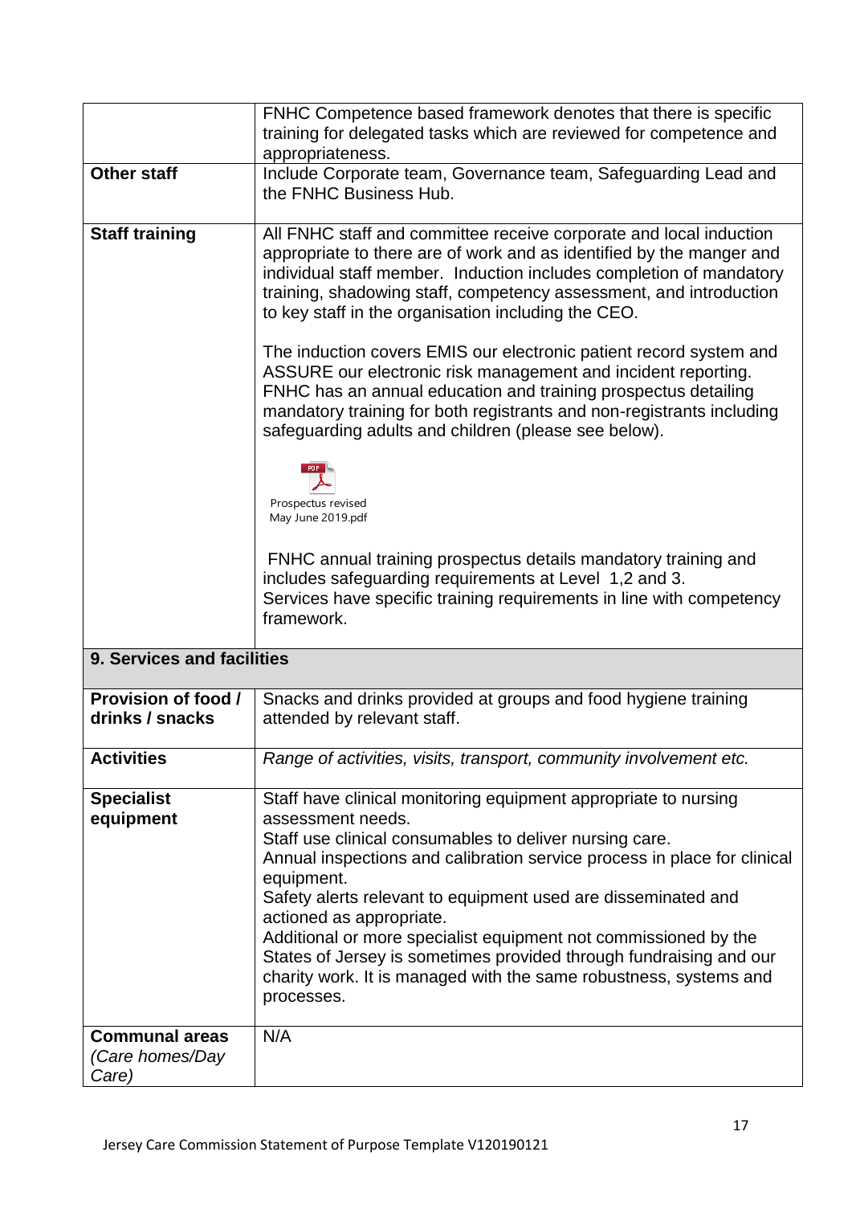| | |
|---|---|
| | FNHC Competence based framework denotes that there is specific training for delegated tasks which are reviewed for competence and appropriateness. |
| **Other staff** | Include Corporate team, Governance team, Safeguarding Lead and the FNHC Business Hub. |
| **Staff training** | All FNHC staff and committee receive corporate and local induction appropriate to there are of work and as identified by the manger and individual staff member. Induction includes completion of mandatory training, shadowing staff, competency assessment, and introduction to key staff in the organisation including the CEO.<br><br>The induction covers EMIS our electronic patient record system and ASSURE our electronic risk management and incident reporting. FNHC has an annual education and training prospectus detailing mandatory training for both registrants and non-registrants including safeguarding adults and children (please see below).<br><br>Prospectus revised May June 2019.pdf<br><br>FNHC annual training prospectus details mandatory training and includes safeguarding requirements at Level 1,2 and 3. Services have specific training requirements in line with competency framework. |
| **9. Services and facilities** | |
| **Provision of food / drinks / snacks** | Snacks and drinks provided at groups and food hygiene training attended by relevant staff. |
| **Activities** | *Range of activities, visits, transport, community involvement etc.* |
| **Specialist equipment** | Staff have clinical monitoring equipment appropriate to nursing assessment needs.<br>Staff use clinical consumables to deliver nursing care.<br>Annual inspections and calibration service process in place for clinical equipment.<br>Safety alerts relevant to equipment used are disseminated and actioned as appropriate.<br>Additional or more specialist equipment not commissioned by the States of Jersey is sometimes provided through fundraising and our charity work. It is managed with the same robustness, systems and processes. |
| **Communal areas** *(Care homes/Day Care)* | N/A |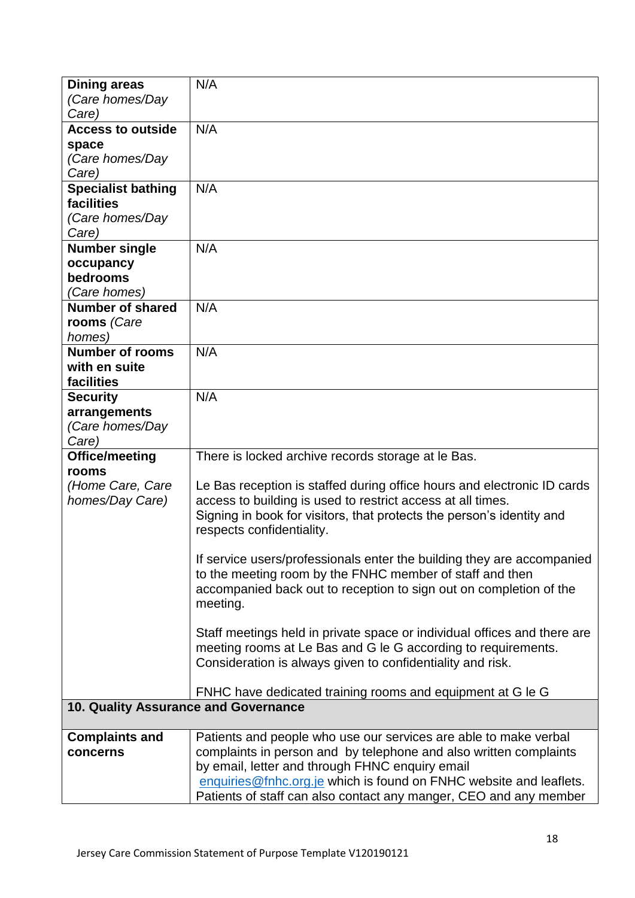| | |
|---|---|
| **Dining areas** *(Care homes/Day Care)* | N/A |
| **Access to outside space** *(Care homes/Day Care)* | N/A |
| **Specialist bathing facilities** *(Care homes/Day Care)* | N/A |
| **Number single occupancy bedrooms** *(Care homes)* | N/A |
| **Number of shared rooms** *(Care homes)* | N/A |
| **Number of rooms with en suite facilities** | N/A |
| **Security arrangements** *(Care homes/Day Care)* | N/A |
| **Office/meeting rooms** *(Home Care, Care homes/Day Care)* | There is locked archive records storage at le Bas.<br><br>Le Bas reception is staffed during office hours and electronic ID cards access to building is used to restrict access at all times.<br>Signing in book for visitors, that protects the person's identity and respects confidentiality.<br><br>If service users/professionals enter the building they are accompanied to the meeting room by the FNHC member of staff and then accompanied back out to reception to sign out on completion of the meeting.<br><br>Staff meetings held in private space or individual offices and there are meeting rooms at Le Bas and G le G according to requirements. Consideration is always given to confidentiality and risk.<br><br>FNHC have dedicated training rooms and equipment at G le G |
| **10. Quality Assurance and Governance** | |
| **Complaints and concerns** | Patients and people who use our services are able to make verbal complaints in person and by telephone and also written complaints by email, letter and through FHNC enquiry email enquiries@fnhc.org.je which is found on FNHC website and leaflets. Patients of staff can also contact any manger, CEO and any member |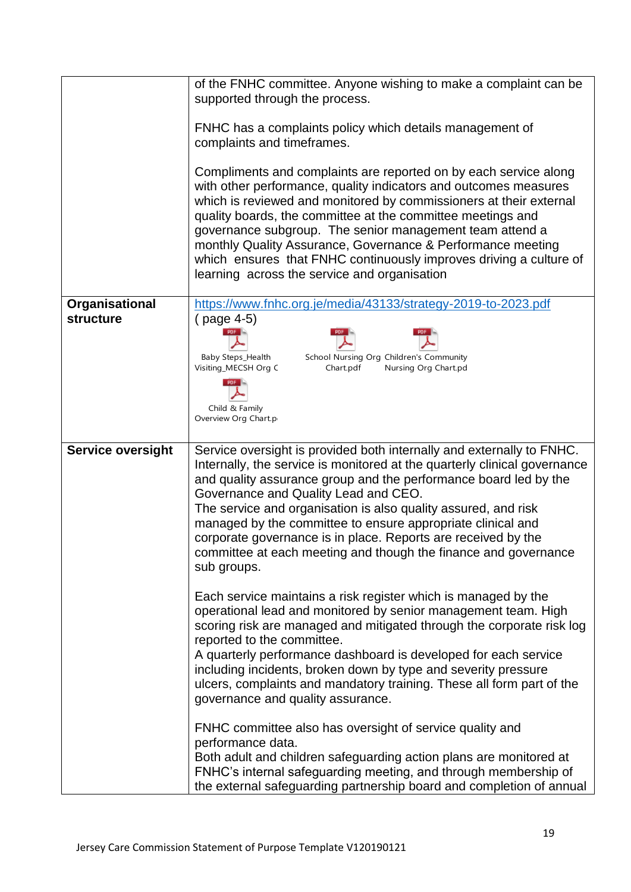|  |  |
|---|---|
|  | of the FNHC committee. Anyone wishing to make a complaint can be supported through the process.<br><br>FNHC has a complaints policy which details management of complaints and timeframes.<br><br>Compliments and complaints are reported on by each service along with other performance, quality indicators and outcomes measures which is reviewed and monitored by commissioners at their external quality boards, the committee at the committee meetings and governance subgroup. The senior management team attend a monthly Quality Assurance, Governance & Performance meeting which ensures that FNHC continuously improves driving a culture of learning across the service and organisation |
| **Organisational structure** | https://www.fnhc.org.je/media/43133/strategy-2019-to-2023.pdf<br>( page 4-5)<br>Baby Steps_Health Visiting_MECSH Org C<br>School Nursing Org Chart.pdf<br>Children's Community Nursing Org Chart.pd<br>Child & Family Overview Org Chart.p |
| **Service oversight** | Service oversight is provided both internally and externally to FNHC. Internally, the service is monitored at the quarterly clinical governance and quality assurance group and the performance board led by the Governance and Quality Lead and CEO.<br>The service and organisation is also quality assured, and risk managed by the committee to ensure appropriate clinical and corporate governance is in place. Reports are received by the committee at each meeting and though the finance and governance sub groups.<br><br>Each service maintains a risk register which is managed by the operational lead and monitored by senior management team. High scoring risk are managed and mitigated through the corporate risk log reported to the committee.<br>A quarterly performance dashboard is developed for each service including incidents, broken down by type and severity pressure ulcers, complaints and mandatory training. These all form part of the governance and quality assurance.<br><br>FNHC committee also has oversight of service quality and performance data.<br>Both adult and children safeguarding action plans are monitored at FNHC's internal safeguarding meeting, and through membership of the external safeguarding partnership board and completion of annual |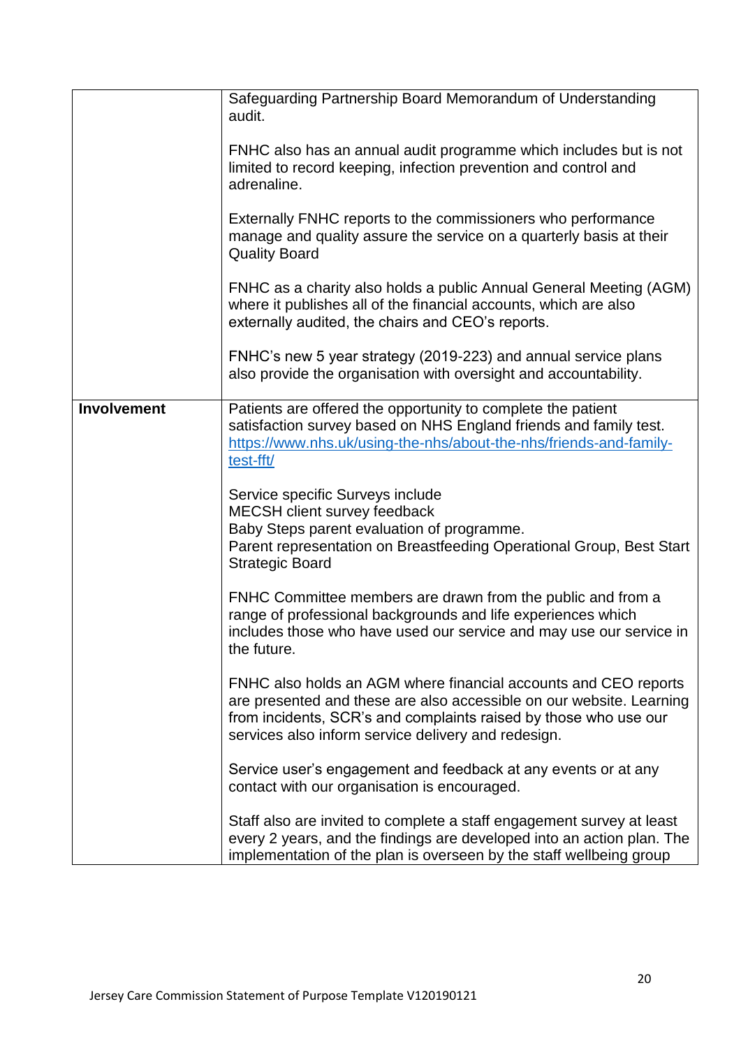| | |
|---|---|
| | Safeguarding Partnership Board Memorandum of Understanding audit.<br><br>FNHC also has an annual audit programme which includes but is not limited to record keeping, infection prevention and control and adrenaline.<br><br>Externally FNHC reports to the commissioners who performance manage and quality assure the service on a quarterly basis at their Quality Board<br><br>FNHC as a charity also holds a public Annual General Meeting (AGM) where it publishes all of the financial accounts, which are also externally audited, the chairs and CEO's reports.<br><br>FNHC's new 5 year strategy (2019-223) and annual service plans also provide the organisation with oversight and accountability. |
| **Involvement** | Patients are offered the opportunity to complete the patient satisfaction survey based on NHS England friends and family test. [https://www.nhs.uk/using-the-nhs/about-the-nhs/friends-and-family-test-fft/](https://www.nhs.uk/using-the-nhs/about-the-nhs/friends-and-family-test-fft/)<br><br>Service specific Surveys include<br>MECSH client survey feedback<br>Baby Steps parent evaluation of programme.<br>Parent representation on Breastfeeding Operational Group, Best Start Strategic Board<br><br>FNHC Committee members are drawn from the public and from a range of professional backgrounds and life experiences which includes those who have used our service and may use our service in the future.<br><br>FNHC also holds an AGM where financial accounts and CEO reports are presented and these are also accessible on our website. Learning from incidents, SCR's and complaints raised by those who use our services also inform service delivery and redesign.<br><br>Service user's engagement and feedback at any events or at any contact with our organisation is encouraged.<br><br>Staff also are invited to complete a staff engagement survey at least every 2 years, and the findings are developed into an action plan. The implementation of the plan is overseen by the staff wellbeing group |

Jersey Care Commission Statement of Purpose Template V120190121